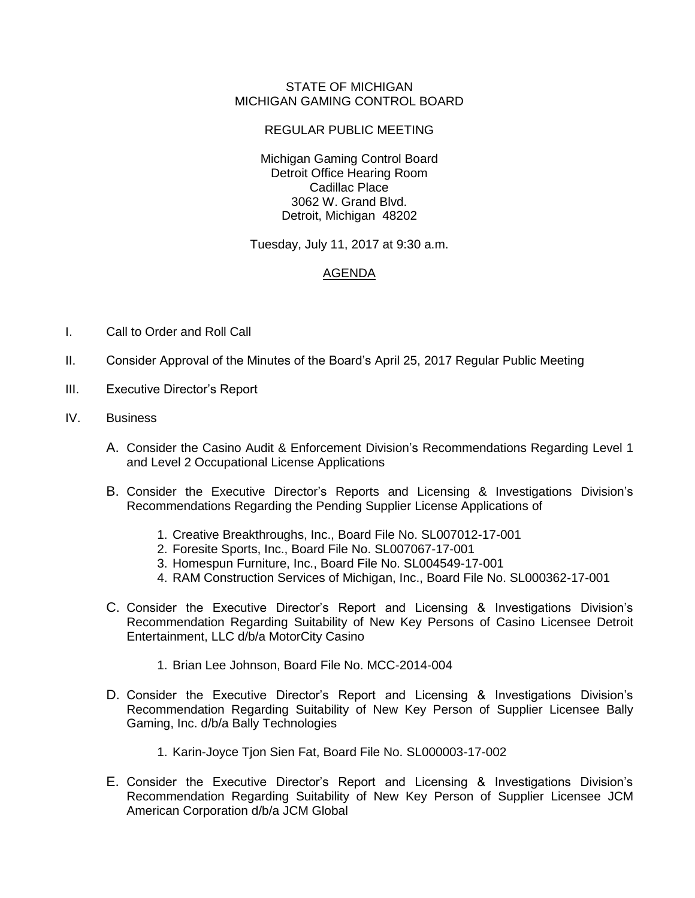STATE OF MICHIGAN
MICHIGAN GAMING CONTROL BOARD

REGULAR PUBLIC MEETING

Michigan Gaming Control Board
Detroit Office Hearing Room
Cadillac Place
3062 W. Grand Blvd.
Detroit, Michigan 48202

Tuesday, July 11, 2017 at 9:30 a.m.

# AGENDA

I. Call to Order and Roll Call

II. Consider Approval of the Minutes of the Board's April 25, 2017 Regular Public Meeting

III. Executive Director's Report

IV. Business

A. Consider the Casino Audit & Enforcement Division's Recommendations Regarding Level 1 and Level 2 Occupational License Applications

B. Consider the Executive Director's Reports and Licensing & Investigations Division's Recommendations Regarding the Pending Supplier License Applications of

1. Creative Breakthroughs, Inc., Board File No. SL007012-17-001
2. Foresite Sports, Inc., Board File No. SL007067-17-001
3. Homespun Furniture, Inc., Board File No. SL004549-17-001
4. RAM Construction Services of Michigan, Inc., Board File No. SL000362-17-001

C. Consider the Executive Director's Report and Licensing & Investigations Division's Recommendation Regarding Suitability of New Key Persons of Casino Licensee Detroit Entertainment, LLC d/b/a MotorCity Casino

1. Brian Lee Johnson, Board File No. MCC-2014-004

D. Consider the Executive Director's Report and Licensing & Investigations Division's Recommendation Regarding Suitability of New Key Person of Supplier Licensee Bally Gaming, Inc. d/b/a Bally Technologies

1. Karin-Joyce Tjon Sien Fat, Board File No. SL000003-17-002

E. Consider the Executive Director's Report and Licensing & Investigations Division's Recommendation Regarding Suitability of New Key Person of Supplier Licensee JCM American Corporation d/b/a JCM Global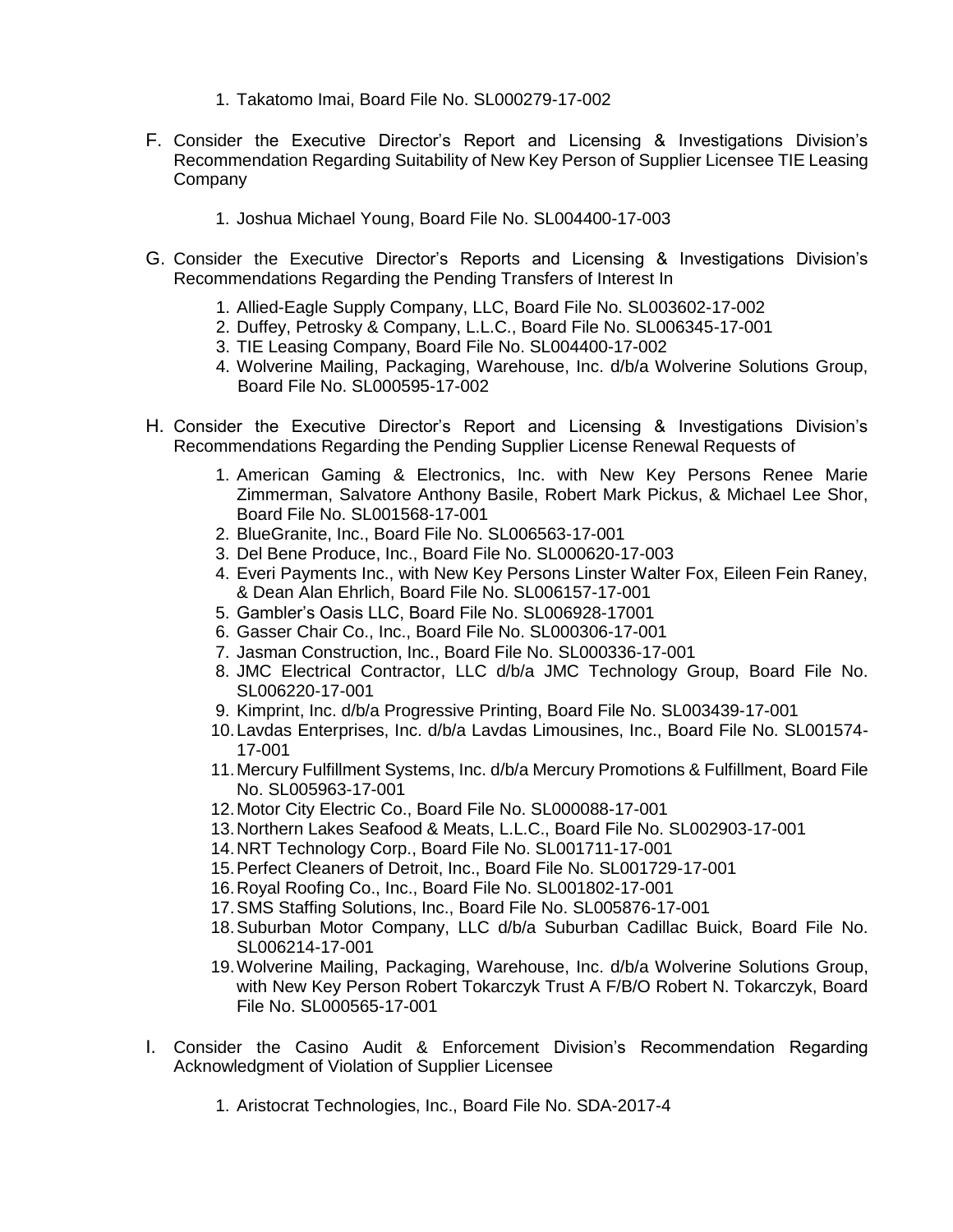1. Takatomo Imai, Board File No. SL000279-17-002

F. Consider the Executive Director's Report and Licensing & Investigations Division's Recommendation Regarding Suitability of New Key Person of Supplier Licensee TIE Leasing Company

   1. Joshua Michael Young, Board File No. SL004400-17-003

G. Consider the Executive Director's Reports and Licensing & Investigations Division's Recommendations Regarding the Pending Transfers of Interest In

   1. Allied-Eagle Supply Company, LLC, Board File No. SL003602-17-002
   2. Duffey, Petrosky & Company, L.L.C., Board File No. SL006345-17-001
   3. TIE Leasing Company, Board File No. SL004400-17-002
   4. Wolverine Mailing, Packaging, Warehouse, Inc. d/b/a Wolverine Solutions Group, Board File No. SL000595-17-002

H. Consider the Executive Director's Report and Licensing & Investigations Division's Recommendations Regarding the Pending Supplier License Renewal Requests of

   1. American Gaming & Electronics, Inc. with New Key Persons Renee Marie Zimmerman, Salvatore Anthony Basile, Robert Mark Pickus, & Michael Lee Shor, Board File No. SL001568-17-001
   2. BlueGranite, Inc., Board File No. SL006563-17-001
   3. Del Bene Produce, Inc., Board File No. SL000620-17-003
   4. Everi Payments Inc., with New Key Persons Linster Walter Fox, Eileen Fein Raney, & Dean Alan Ehrlich, Board File No. SL006157-17-001
   5. Gambler's Oasis LLC, Board File No. SL006928-17001
   6. Gasser Chair Co., Inc., Board File No. SL000306-17-001
   7. Jasman Construction, Inc., Board File No. SL000336-17-001
   8. JMC Electrical Contractor, LLC d/b/a JMC Technology Group, Board File No. SL006220-17-001
   9. Kimprint, Inc. d/b/a Progressive Printing, Board File No. SL003439-17-001
   10. Lavdas Enterprises, Inc. d/b/a Lavdas Limousines, Inc., Board File No. SL001574-17-001
   11. Mercury Fulfillment Systems, Inc. d/b/a Mercury Promotions & Fulfillment, Board File No. SL005963-17-001
   12. Motor City Electric Co., Board File No. SL000088-17-001
   13. Northern Lakes Seafood & Meats, L.L.C., Board File No. SL002903-17-001
   14. NRT Technology Corp., Board File No. SL001711-17-001
   15. Perfect Cleaners of Detroit, Inc., Board File No. SL001729-17-001
   16. Royal Roofing Co., Inc., Board File No. SL001802-17-001
   17. SMS Staffing Solutions, Inc., Board File No. SL005876-17-001
   18. Suburban Motor Company, LLC d/b/a Suburban Cadillac Buick, Board File No. SL006214-17-001
   19. Wolverine Mailing, Packaging, Warehouse, Inc. d/b/a Wolverine Solutions Group, with New Key Person Robert Tokarczyk Trust A F/B/O Robert N. Tokarczyk, Board File No. SL000565-17-001

I. Consider the Casino Audit & Enforcement Division's Recommendation Regarding Acknowledgment of Violation of Supplier Licensee

   1. Aristocrat Technologies, Inc., Board File No. SDA-2017-4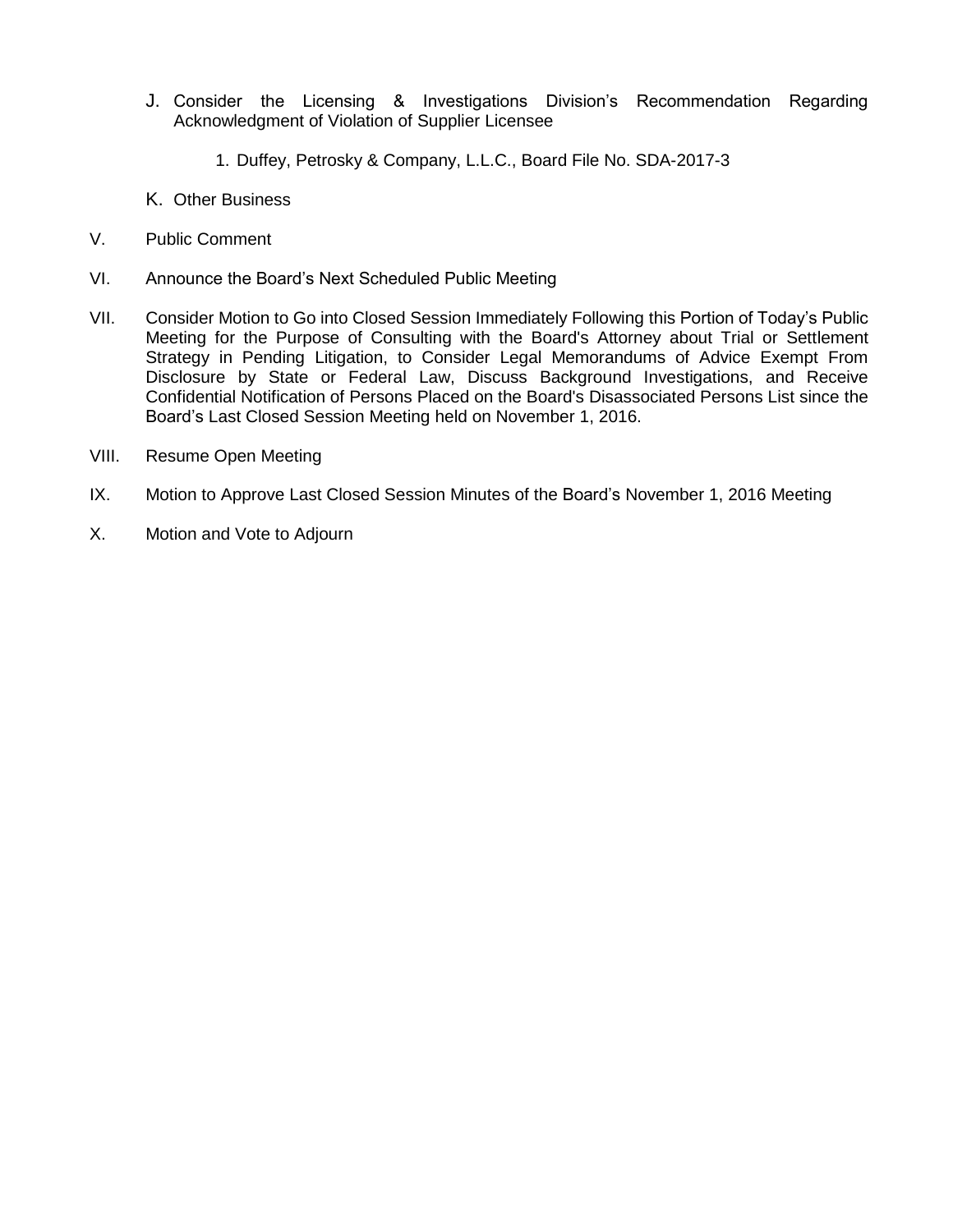J. Consider the Licensing & Investigations Division's Recommendation Regarding Acknowledgment of Violation of Supplier Licensee

   1. Duffey, Petrosky & Company, L.L.C., Board File No. SDA-2017-3

K. Other Business

V. Public Comment

VI. Announce the Board's Next Scheduled Public Meeting

VII. Consider Motion to Go into Closed Session Immediately Following this Portion of Today's Public Meeting for the Purpose of Consulting with the Board's Attorney about Trial or Settlement Strategy in Pending Litigation, to Consider Legal Memorandums of Advice Exempt From Disclosure by State or Federal Law, Discuss Background Investigations, and Receive Confidential Notification of Persons Placed on the Board's Disassociated Persons List since the Board's Last Closed Session Meeting held on November 1, 2016.

VIII. Resume Open Meeting

IX. Motion to Approve Last Closed Session Minutes of the Board's November 1, 2016 Meeting

X. Motion and Vote to Adjourn